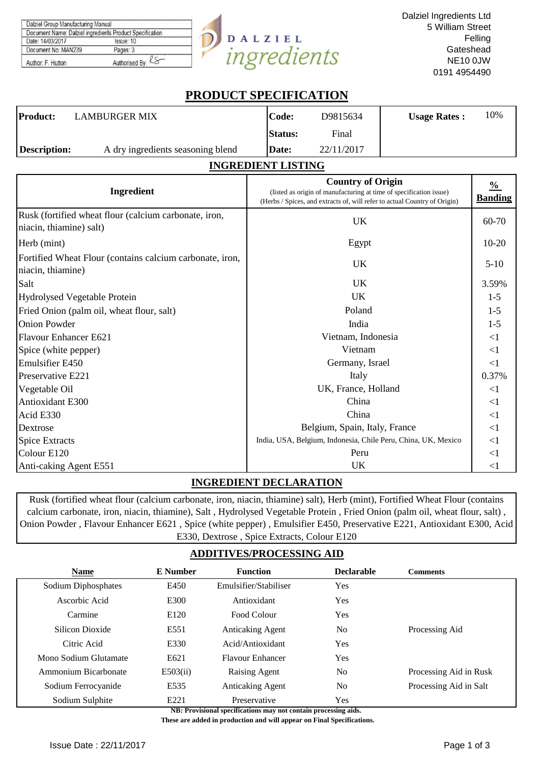| Dalziel Group Manufacturing Manual | |
|---|---|
| Document Name: Dalziel ingredients Product Specification | |
| Date: 14/03/2017 | Issue: 10 |
| Document No: MAN239 | Pages: 3 |
| Author: F. Hutton | Authorised By: KS |

DALZIEL *ingredients*

Dalziel Ingredients Ltd
5 William Street
Felling
Gateshead
NE10 0JW
0191 4954490

# PRODUCT SPECIFICATION

| **Product:** | LAMBURGER MIX | **Code:** | D9815634 | **Usage Rates :** | 10% |
|---|---|---|---|---|---|
| | | **Status:** | Final | | |
| **Description:** | A dry ingredients seasoning blend | **Date:** | 22/11/2017 | | |

## INGREDIENT LISTING

| Ingredient | **Country of Origin** (listed as origin of manufacturing at time of specification issue) (Herbs / Spices, and extracts of, will refer to actual Country of Origin) | **% Banding** |
|---|---|---|
| Rusk (fortified wheat flour (calcium carbonate, iron, niacin, thiamine) salt) | UK | 60-70 |
| Herb (mint) | Egypt | 10-20 |
| Fortified Wheat Flour (contains calcium carbonate, iron, niacin, thiamine) | UK | 5-10 |
| Salt | UK | 3.59% |
| Hydrolysed Vegetable Protein | UK | 1-5 |
| Fried Onion (palm oil, wheat flour, salt) | Poland | 1-5 |
| Onion Powder | India | 1-5 |
| Flavour Enhancer E621 | Vietnam, Indonesia | <1 |
| Spice (white pepper) | Vietnam | <1 |
| Emulsifier E450 | Germany, Israel | <1 |
| Preservative E221 | Italy | 0.37% |
| Vegetable Oil | UK, France, Holland | <1 |
| Antioxidant E300 | China | <1 |
| Acid E330 | China | <1 |
| Dextrose | Belgium, Spain, Italy, France | <1 |
| Spice Extracts | India, USA, Belgium, Indonesia, Chile Peru, China, UK, Mexico | <1 |
| Colour E120 | Peru | <1 |
| Anti-caking Agent E551 | UK | <1 |

## INGREDIENT DECLARATION

Rusk (fortified wheat flour (calcium carbonate, iron, niacin, thiamine) salt), Herb (mint), Fortified Wheat Flour (contains calcium carbonate, iron, niacin, thiamine), Salt , Hydrolysed Vegetable Protein , Fried Onion (palm oil, wheat flour, salt) , Onion Powder , Flavour Enhancer E621 , Spice (white pepper) , Emulsifier E450, Preservative E221, Antioxidant E300, Acid E330, Dextrose , Spice Extracts, Colour E120

## ADDITIVES/PROCESSING AID

| Name | E Number | Function | Declarable | Comments |
|---|---|---|---|---|
| Sodium Diphosphates | E450 | Emulsifier/Stabiliser | Yes | |
| Ascorbic Acid | E300 | Antioxidant | Yes | |
| Carmine | E120 | Food Colour | Yes | |
| Silicon Dioxide | E551 | Anticaking Agent | No | Processing Aid |
| Citric Acid | E330 | Acid/Antioxidant | Yes | |
| Mono Sodium Glutamate | E621 | Flavour Enhancer | Yes | |
| Ammonium Bicarbonate | E503(ii) | Raising Agent | No | Processing Aid in Rusk |
| Sodium Ferrocyanide | E535 | Anticaking Agent | No | Processing Aid in Salt |
| Sodium Sulphite | E221 | Preservative | Yes | |

**NB: Provisional specifications may not contain processing aids.**
**These are added in production and will appear on Final Specifications.**

Issue Date : 22/11/2017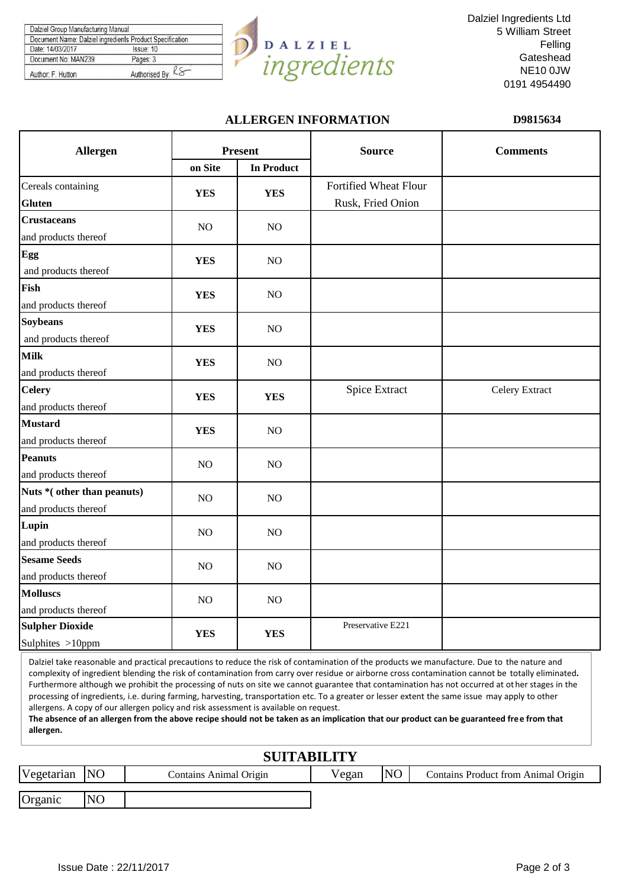| Dalziel Group Manufacturing Manual | |
|---|---|
| Document Name: Dalziel ingredients Product Specification | |
| Date: 14/03/2017 | Issue: 10 |
| Document No: MAN239 | Pages: 3 |
| Author: F. Hutton | Authorised By: |

Dalziel Ingredients Ltd
5 William Street
Felling
Gateshead
NE10 0JW
0191 4954490

## ALLERGEN INFORMATION

**D9815634**

| Allergen | Present | | Source | Comments |
|---|---|---|---|---|
| | on Site | In Product | | |
| Cereals containing **Gluten** | **YES** | **YES** | Fortified Wheat Flour Rusk, Fried Onion | |
| **Crustaceans** and products thereof | NO | NO | | |
| **Egg** and products thereof | **YES** | NO | | |
| **Fish** and products thereof | **YES** | NO | | |
| **Soybeans** and products thereof | **YES** | NO | | |
| **Milk** and products thereof | **YES** | NO | | |
| **Celery** and products thereof | **YES** | **YES** | Spice Extract | Celery Extract |
| **Mustard** and products thereof | **YES** | NO | | |
| **Peanuts** and products thereof | NO | NO | | |
| **Nuts *( other than peanuts)** and products thereof | NO | NO | | |
| **Lupin** and products thereof | NO | NO | | |
| **Sesame Seeds** and products thereof | NO | NO | | |
| **Molluscs** and products thereof | NO | NO | | |
| **Sulpher Dioxide** Sulphites >10ppm | **YES** | **YES** | Preservative E221 | |

Dalziel take reasonable and practical precautions to reduce the risk of contamination of the products we manufacture. Due to the nature and complexity of ingredient blending the risk of contamination from carry over residue or airborne cross contamination cannot be totally eliminated. Furthermore although we prohibit the processing of nuts on site we cannot guarantee that contamination has not occurred at other stages in the processing of ingredients, i.e. during farming, harvesting, transportation etc. To a greater or lesser extent the same issue may apply to other allergens. A copy of our allergen policy and risk assessment is available on request.
**The absence of an allergen from the above recipe should not be taken as an implication that our product can be guaranteed free from that allergen.**

## SUITABILITY

| Vegetarian | NO | Contains Animal Origin | Vegan | NO | Contains Product from Animal Origin |
|---|---|---|---|---|---|
| Organic | NO | | | | |

Issue Date : 22/11/2017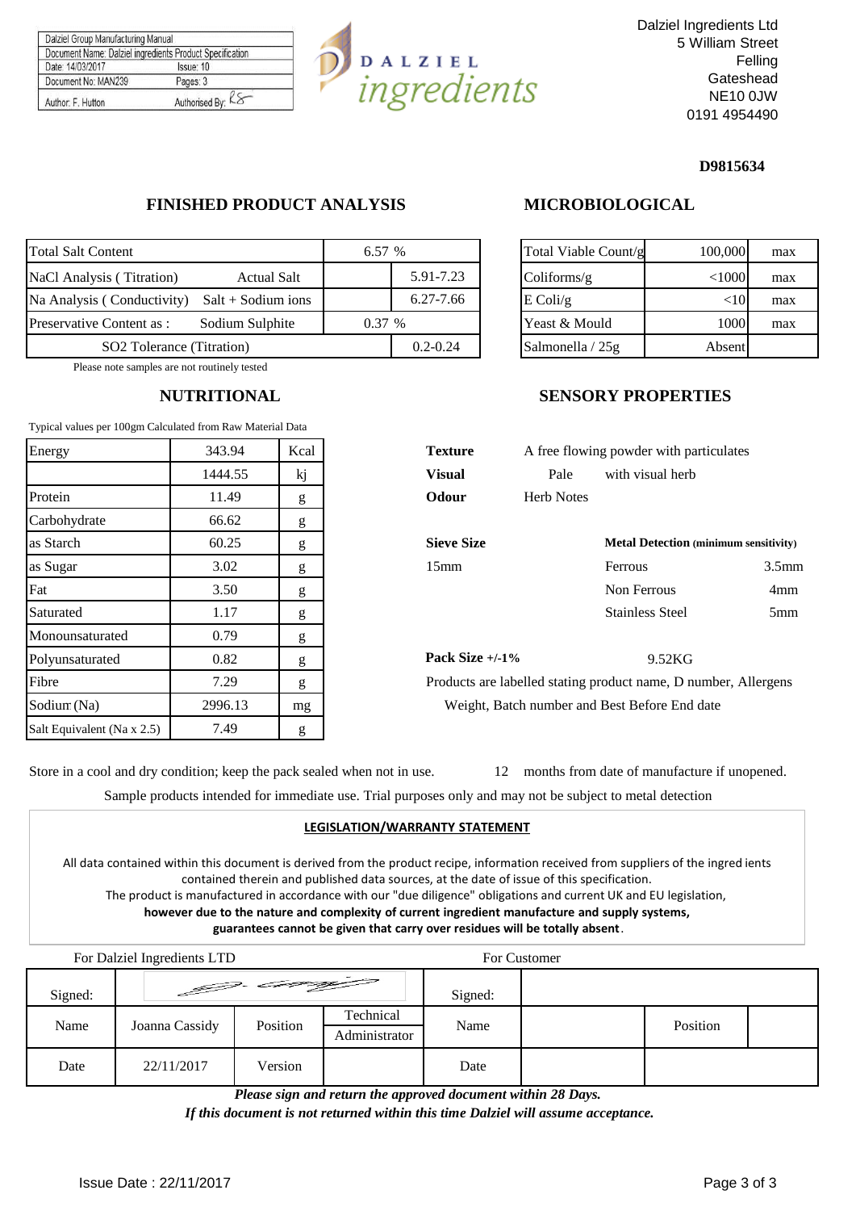| | |
|---|---|
| Dalziel Group Manufacturing Manual | |
| Document Name: Dalziel ingredients Product Specification | |
| Date: 14/03/2017 | Issue: 10 |
| Document No: MAN239 | Pages: 3 |
| Author: F. Hutton | Authorised By: |

DALZIEL ingredients

Dalziel Ingredients Ltd
5 William Street
Felling
Gateshead
NE10 0JW
0191 4954490

**D9815634**

## FINISHED PRODUCT ANALYSIS

| | | | |
|---|---|---|---|
| Total Salt Content | | 6.57 % | |
| NaCl Analysis ( Titration) | Actual Salt | | 5.91-7.23 |
| Na Analysis ( Conductivity) | Salt + Sodium ions | | 6.27-7.66 |
| Preservative Content as : | Sodium Sulphite | 0.37 % | |
| SO2 Tolerance (Titration) | | | 0.2-0.24 |

Please note samples are not routinely tested

## MICROBIOLOGICAL

| | | |
|---|---|---|
| Total Viable Count/g | 100,000 | max |
| Coliforms/g | <1000 | max |
| E Coli/g | <10 | max |
| Yeast & Mould | 1000 | max |
| Salmonella / 25g | Absent | |

## NUTRITIONAL

Typical values per 100gm Calculated from Raw Material Data

| | | |
|---|---|---|
| Energy | 343.94 | Kcal |
| | 1444.55 | kj |
| Protein | 11.49 | g |
| Carbohydrate | 66.62 | g |
| as Starch | 60.25 | g |
| as Sugar | 3.02 | g |
| Fat | 3.50 | g |
| Saturated | 1.17 | g |
| Monounsaturated | 0.79 | g |
| Polyunsaturated | 0.82 | g |
| Fibre | 7.29 | g |
| Sodium (Na) | 2996.13 | mg |
| Salt Equivalent (Na x 2.5) | 7.49 | g |

## SENSORY PROPERTIES

**Texture** A free flowing powder with particulates

**Visual** Pale with visual herb

**Odour** Herb Notes

**Sieve Size** 15mm

**Metal Detection** (minimum sensitivity)

| | |
|---|---|
| Ferrous | 3.5mm |
| Non Ferrous | 4mm |
| Stainless Steel | 5mm |

**Pack Size +/-1%** 9.52KG

Products are labelled stating product name, D number, Allergens Weight, Batch number and Best Before End date

Store in a cool and dry condition; keep the pack sealed when not in use. 12 months from date of manufacture if unopened.

Sample products intended for immediate use. Trial purposes only and may not be subject to metal detection

**LEGISLATION/WARRANTY STATEMENT**

All data contained within this document is derived from the product recipe, information received from suppliers of the ingred ients contained therein and published data sources, at the date of issue of this specification.
The product is manufactured in accordance with our "due diligence" obligations and current UK and EU legislation,
**however due to the nature and complexity of current ingredient manufacture and supply systems, guarantees cannot be given that carry over residues will be totally absent**.

| For Dalziel Ingredients LTD | | | | For Customer | | | |
|---|---|---|---|---|---|---|---|
| Signed: | | | | Signed: | | | |
| Name | Joanna Cassidy | Position | Technical Administrator | Name | | Position | |
| Date | 22/11/2017 | Version | | Date | | | |

***Please sign and return the approved document within 28 Days.***
***If this document is not returned within this time Dalziel will assume acceptance.***

Issue Date : 22/11/2017